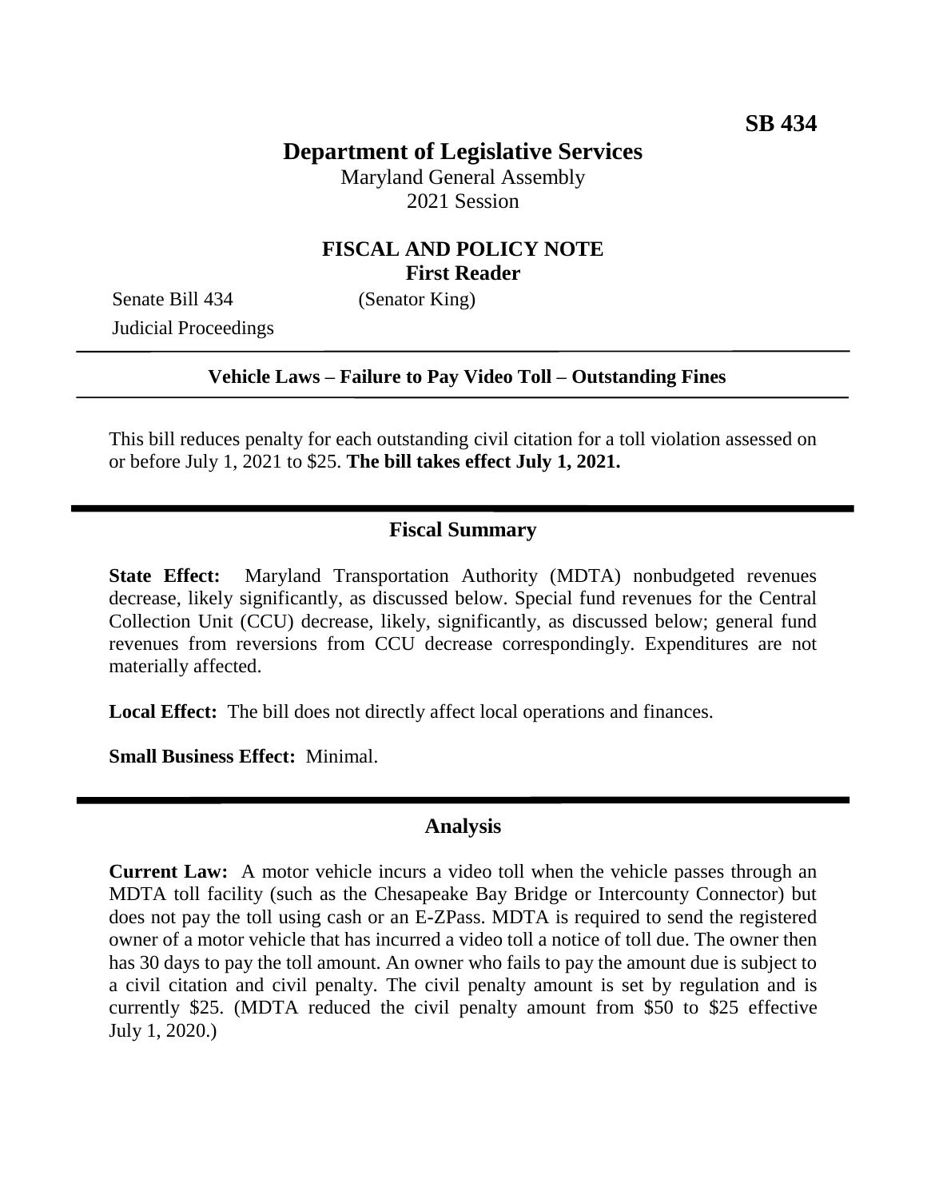**SB 434**

# Department of Legislative Services

Maryland General Assembly
2021 Session

## FISCAL AND POLICY NOTE
**First Reader**

Senate Bill 434 (Senator King)
Judicial Proceedings

---

**Vehicle Laws – Failure to Pay Video Toll – Outstanding Fines**

---

This bill reduces penalty for each outstanding civil citation for a toll violation assessed on or before July 1, 2021 to $25. **The bill takes effect July 1, 2021.**

---

## Fiscal Summary

**State Effect:** Maryland Transportation Authority (MDTA) nonbudgeted revenues decrease, likely significantly, as discussed below. Special fund revenues for the Central Collection Unit (CCU) decrease, likely, significantly, as discussed below; general fund revenues from reversions from CCU decrease correspondingly. Expenditures are not materially affected.

**Local Effect:** The bill does not directly affect local operations and finances.

**Small Business Effect:** Minimal.

---

## Analysis

**Current Law:** A motor vehicle incurs a video toll when the vehicle passes through an MDTA toll facility (such as the Chesapeake Bay Bridge or Intercounty Connector) but does not pay the toll using cash or an E-ZPass. MDTA is required to send the registered owner of a motor vehicle that has incurred a video toll a notice of toll due. The owner then has 30 days to pay the toll amount. An owner who fails to pay the amount due is subject to a civil citation and civil penalty. The civil penalty amount is set by regulation and is currently $25. (MDTA reduced the civil penalty amount from $50 to $25 effective July 1, 2020.)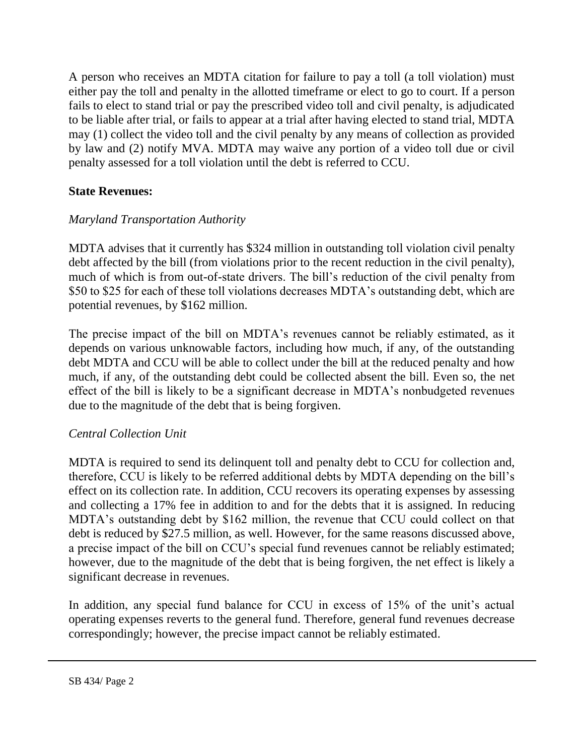A person who receives an MDTA citation for failure to pay a toll (a toll violation) must either pay the toll and penalty in the allotted timeframe or elect to go to court. If a person fails to elect to stand trial or pay the prescribed video toll and civil penalty, is adjudicated to be liable after trial, or fails to appear at a trial after having elected to stand trial, MDTA may (1) collect the video toll and the civil penalty by any means of collection as provided by law and (2) notify MVA. MDTA may waive any portion of a video toll due or civil penalty assessed for a toll violation until the debt is referred to CCU.

**State Revenues:**

*Maryland Transportation Authority*

MDTA advises that it currently has $324 million in outstanding toll violation civil penalty debt affected by the bill (from violations prior to the recent reduction in the civil penalty), much of which is from out-of-state drivers. The bill's reduction of the civil penalty from $50 to $25 for each of these toll violations decreases MDTA's outstanding debt, which are potential revenues, by $162 million.

The precise impact of the bill on MDTA's revenues cannot be reliably estimated, as it depends on various unknowable factors, including how much, if any, of the outstanding debt MDTA and CCU will be able to collect under the bill at the reduced penalty and how much, if any, of the outstanding debt could be collected absent the bill. Even so, the net effect of the bill is likely to be a significant decrease in MDTA's nonbudgeted revenues due to the magnitude of the debt that is being forgiven.

*Central Collection Unit*

MDTA is required to send its delinquent toll and penalty debt to CCU for collection and, therefore, CCU is likely to be referred additional debts by MDTA depending on the bill's effect on its collection rate. In addition, CCU recovers its operating expenses by assessing and collecting a 17% fee in addition to and for the debts that it is assigned. In reducing MDTA's outstanding debt by $162 million, the revenue that CCU could collect on that debt is reduced by $27.5 million, as well. However, for the same reasons discussed above, a precise impact of the bill on CCU's special fund revenues cannot be reliably estimated; however, due to the magnitude of the debt that is being forgiven, the net effect is likely a significant decrease in revenues.

In addition, any special fund balance for CCU in excess of 15% of the unit's actual operating expenses reverts to the general fund. Therefore, general fund revenues decrease correspondingly; however, the precise impact cannot be reliably estimated.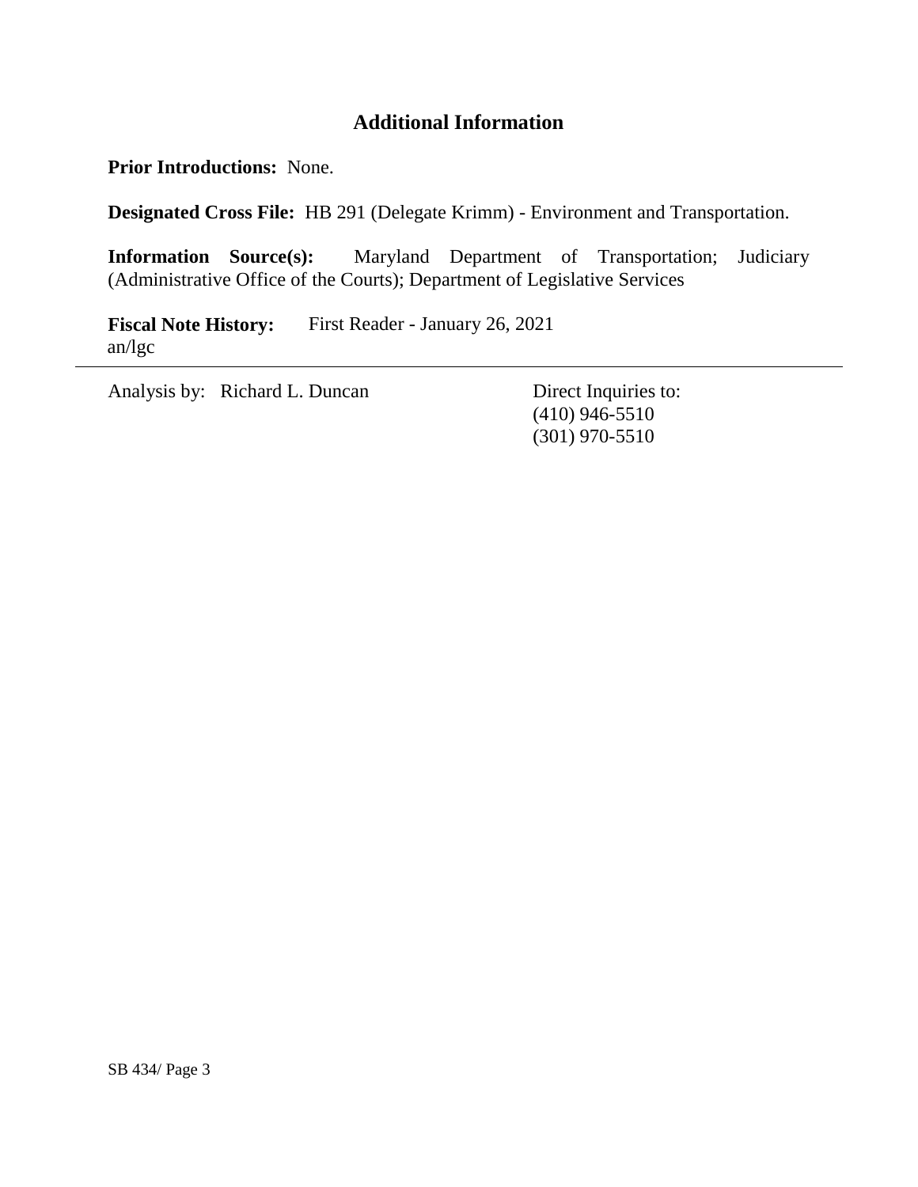## Additional Information

**Prior Introductions:** None.

**Designated Cross File:** HB 291 (Delegate Krimm) - Environment and Transportation.

**Information Source(s):** Maryland Department of Transportation; Judiciary (Administrative Office of the Courts); Department of Legislative Services

**Fiscal Note History:** First Reader - January 26, 2021
an/lgc

---

Analysis by: Richard L. Duncan

Direct Inquiries to:
(410) 946-5510
(301) 970-5510